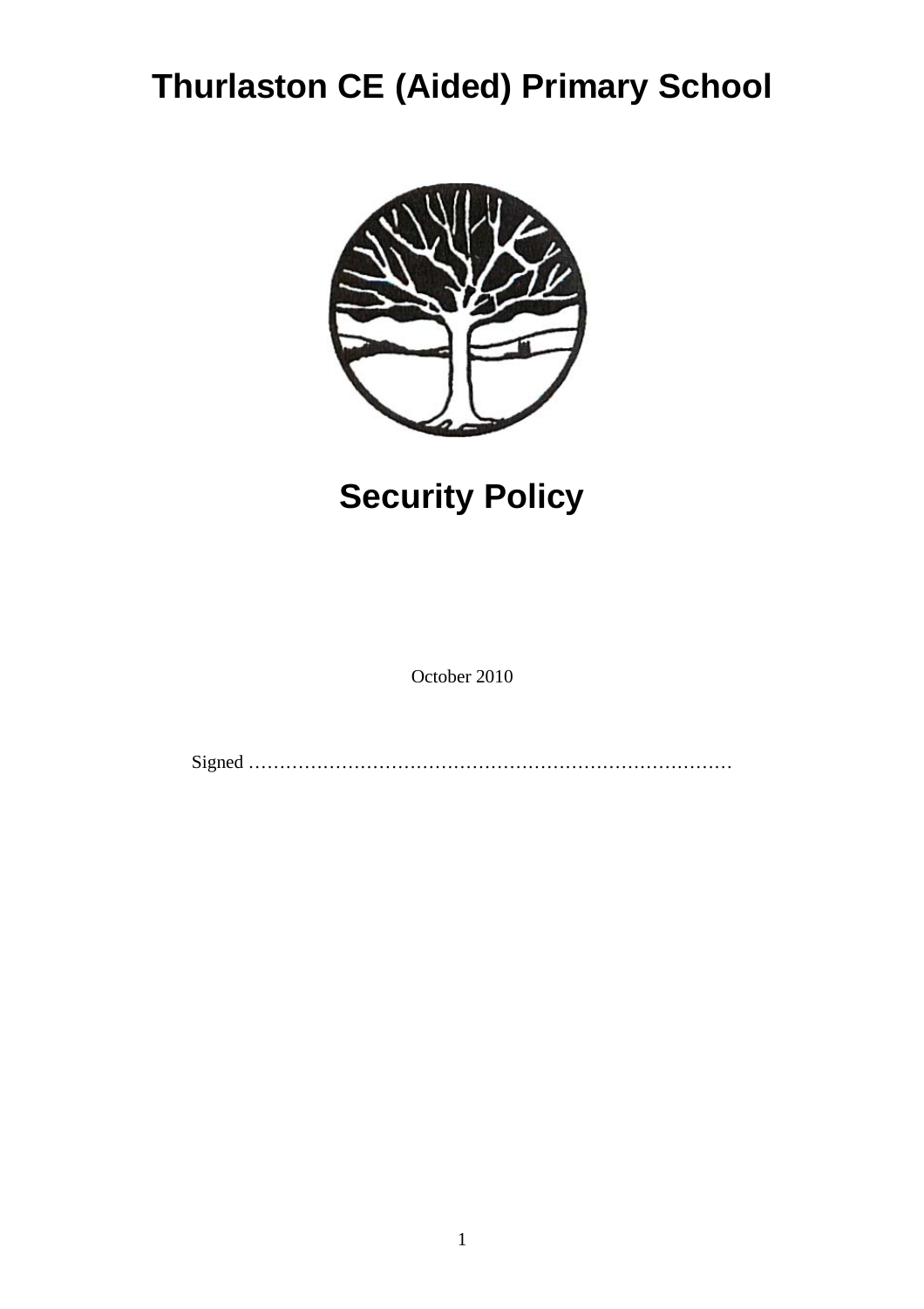# Thurlaston CE (Aided) Primary School

# Security Policy

October 2010

Signed ……………………………………………………………………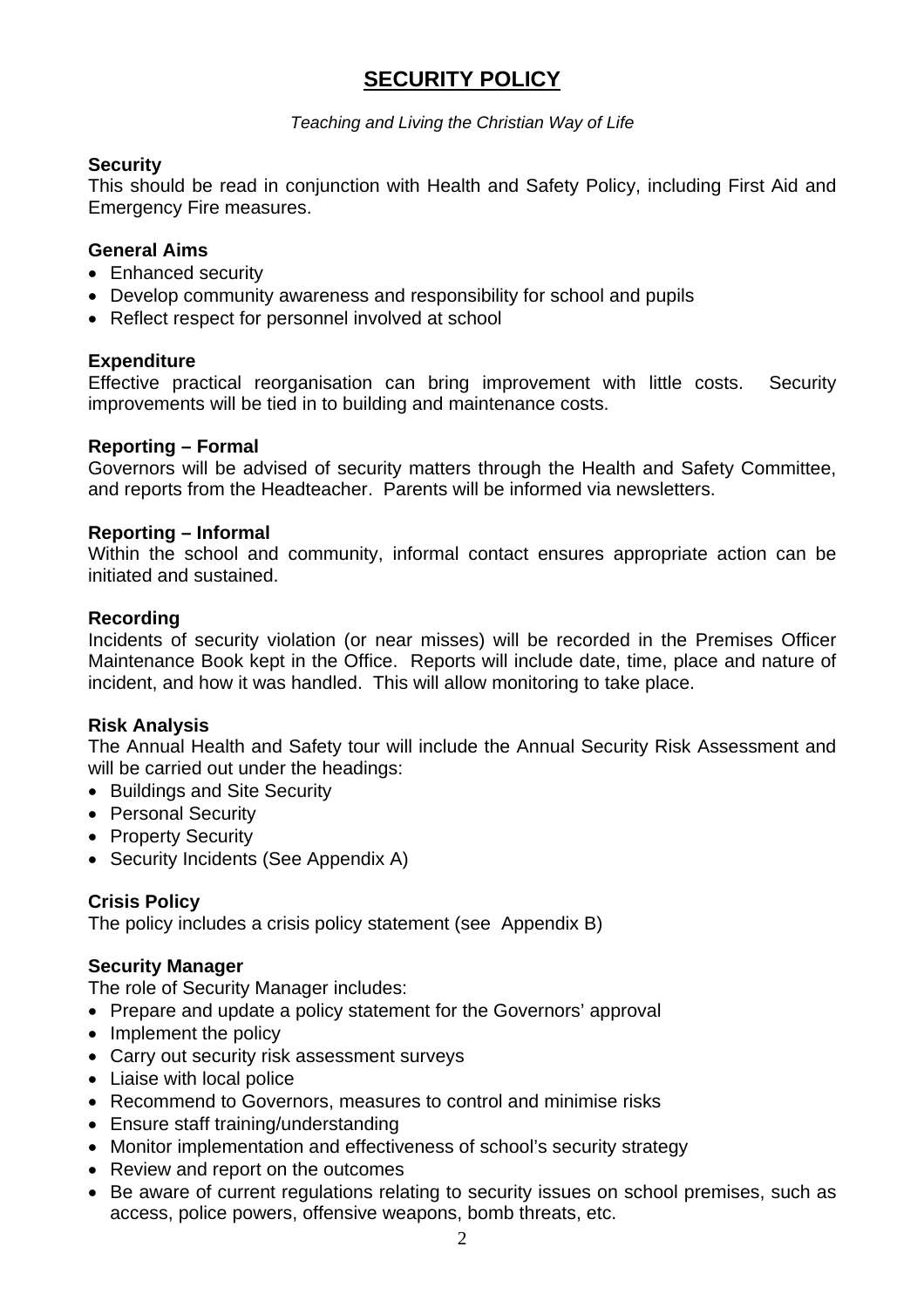# SECURITY POLICY

*Teaching and Living the Christian Way of Life*

**Security**
This should be read in conjunction with Health and Safety Policy, including First Aid and Emergency Fire measures.

**General Aims**

- Enhanced security
- Develop community awareness and responsibility for school and pupils
- Reflect respect for personnel involved at school

**Expenditure**
Effective practical reorganisation can bring improvement with little costs. Security improvements will be tied in to building and maintenance costs.

**Reporting – Formal**
Governors will be advised of security matters through the Health and Safety Committee, and reports from the Headteacher. Parents will be informed via newsletters.

**Reporting – Informal**
Within the school and community, informal contact ensures appropriate action can be initiated and sustained.

**Recording**
Incidents of security violation (or near misses) will be recorded in the Premises Officer Maintenance Book kept in the Office. Reports will include date, time, place and nature of incident, and how it was handled. This will allow monitoring to take place.

**Risk Analysis**
The Annual Health and Safety tour will include the Annual Security Risk Assessment and will be carried out under the headings:

- Buildings and Site Security
- Personal Security
- Property Security
- Security Incidents (See Appendix A)

**Crisis Policy**
The policy includes a crisis policy statement (see Appendix B)

**Security Manager**
The role of Security Manager includes:

- Prepare and update a policy statement for the Governors' approval
- Implement the policy
- Carry out security risk assessment surveys
- Liaise with local police
- Recommend to Governors, measures to control and minimise risks
- Ensure staff training/understanding
- Monitor implementation and effectiveness of school's security strategy
- Review and report on the outcomes
- Be aware of current regulations relating to security issues on school premises, such as access, police powers, offensive weapons, bomb threats, etc.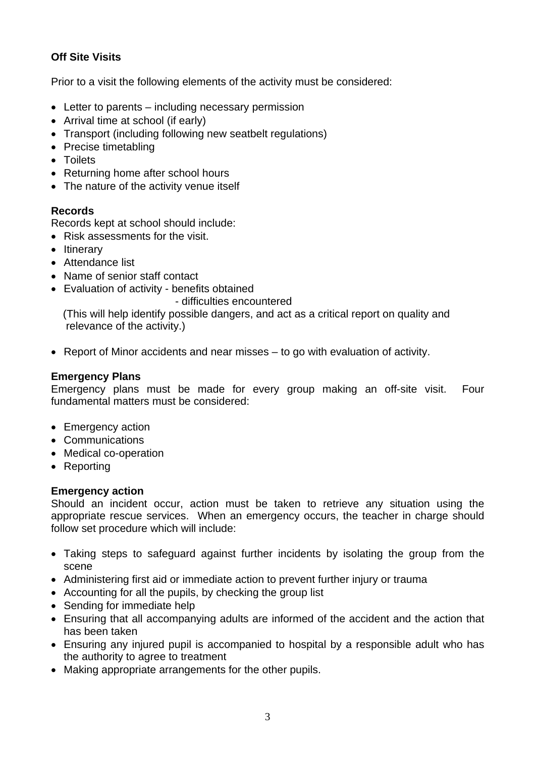**Off Site Visits**

Prior to a visit the following elements of the activity must be considered:

- Letter to parents – including necessary permission
- Arrival time at school (if early)
- Transport (including following new seatbelt regulations)
- Precise timetabling
- Toilets
- Returning home after school hours
- The nature of the activity venue itself

**Records**

Records kept at school should include:

- Risk assessments for the visit.
- Itinerary
- Attendance list
- Name of senior staff contact
- Evaluation of activity - benefits obtained
  - difficulties encountered

  (This will help identify possible dangers, and act as a critical report on quality and relevance of the activity.)

- Report of Minor accidents and near misses – to go with evaluation of activity.

**Emergency Plans**

Emergency plans must be made for every group making an off-site visit. Four fundamental matters must be considered:

- Emergency action
- Communications
- Medical co-operation
- Reporting

**Emergency action**

Should an incident occur, action must be taken to retrieve any situation using the appropriate rescue services. When an emergency occurs, the teacher in charge should follow set procedure which will include:

- Taking steps to safeguard against further incidents by isolating the group from the scene
- Administering first aid or immediate action to prevent further injury or trauma
- Accounting for all the pupils, by checking the group list
- Sending for immediate help
- Ensuring that all accompanying adults are informed of the accident and the action that has been taken
- Ensuring any injured pupil is accompanied to hospital by a responsible adult who has the authority to agree to treatment
- Making appropriate arrangements for the other pupils.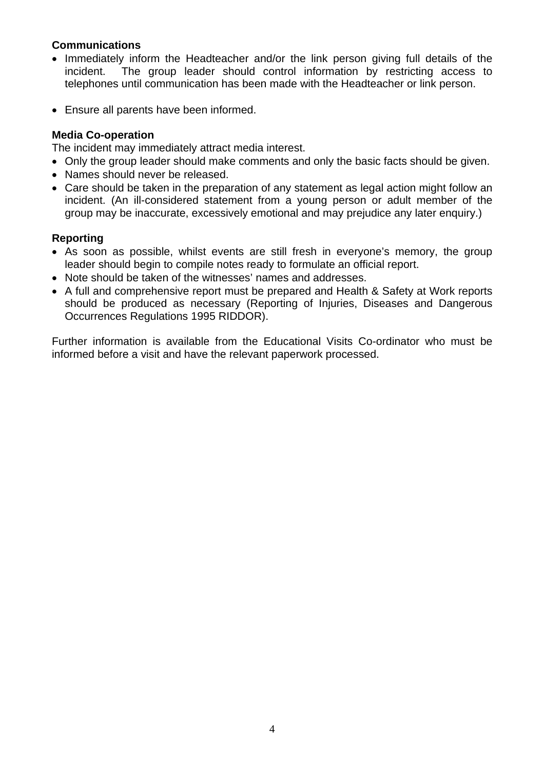**Communications**

- Immediately inform the Headteacher and/or the link person giving full details of the incident. The group leader should control information by restricting access to telephones until communication has been made with the Headteacher or link person.

- Ensure all parents have been informed.

**Media Co-operation**

The incident may immediately attract media interest.

- Only the group leader should make comments and only the basic facts should be given.
- Names should never be released.
- Care should be taken in the preparation of any statement as legal action might follow an incident. (An ill-considered statement from a young person or adult member of the group may be inaccurate, excessively emotional and may prejudice any later enquiry.)

**Reporting**

- As soon as possible, whilst events are still fresh in everyone's memory, the group leader should begin to compile notes ready to formulate an official report.
- Note should be taken of the witnesses' names and addresses.
- A full and comprehensive report must be prepared and Health & Safety at Work reports should be produced as necessary (Reporting of Injuries, Diseases and Dangerous Occurrences Regulations 1995 RIDDOR).

Further information is available from the Educational Visits Co-ordinator who must be informed before a visit and have the relevant paperwork processed.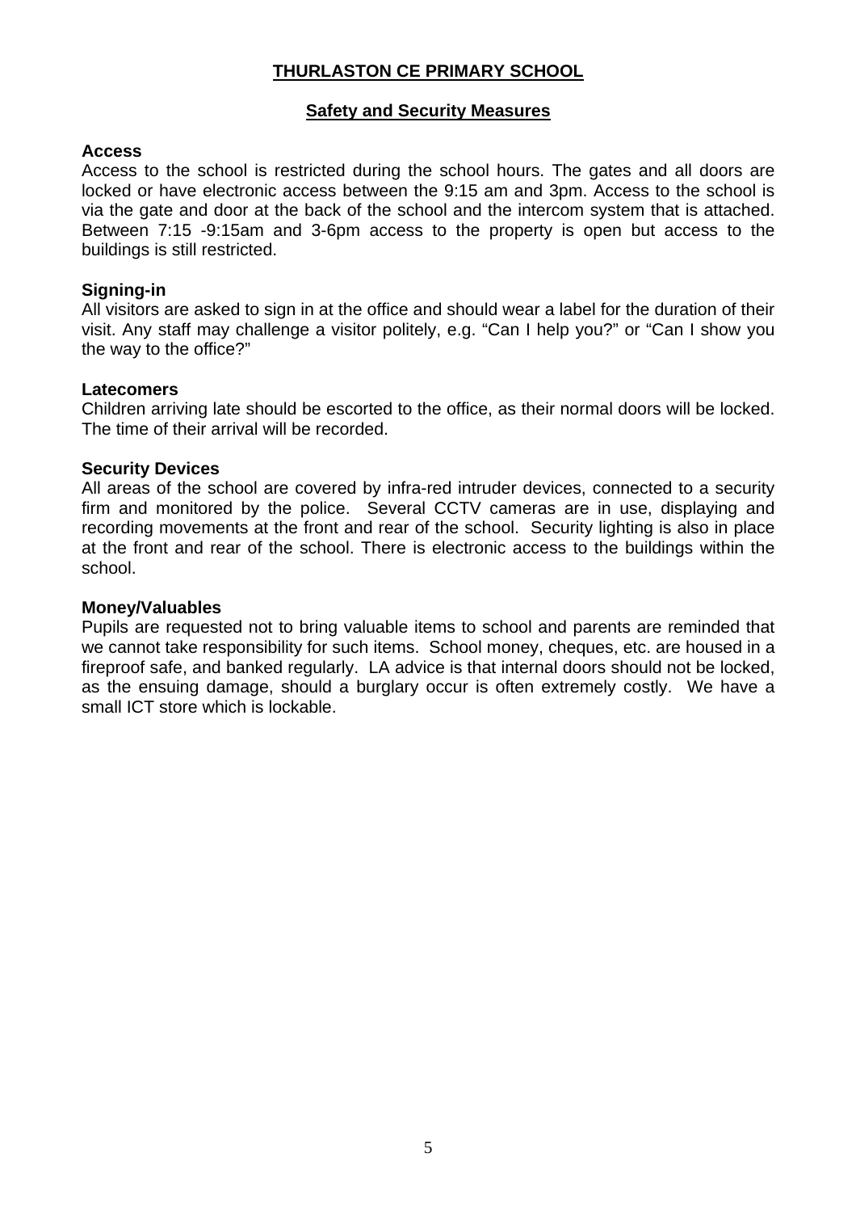# THURLASTON CE PRIMARY SCHOOL

## Safety and Security Measures

**Access**

Access to the school is restricted during the school hours. The gates and all doors are locked or have electronic access between the 9:15 am and 3pm. Access to the school is via the gate and door at the back of the school and the intercom system that is attached. Between 7:15 -9:15am and 3-6pm access to the property is open but access to the buildings is still restricted.

**Signing-in**

All visitors are asked to sign in at the office and should wear a label for the duration of their visit. Any staff may challenge a visitor politely, e.g. "Can I help you?" or "Can I show you the way to the office?"

**Latecomers**

Children arriving late should be escorted to the office, as their normal doors will be locked. The time of their arrival will be recorded.

**Security Devices**

All areas of the school are covered by infra-red intruder devices, connected to a security firm and monitored by the police. Several CCTV cameras are in use, displaying and recording movements at the front and rear of the school. Security lighting is also in place at the front and rear of the school. There is electronic access to the buildings within the school.

**Money/Valuables**

Pupils are requested not to bring valuable items to school and parents are reminded that we cannot take responsibility for such items. School money, cheques, etc. are housed in a fireproof safe, and banked regularly. LA advice is that internal doors should not be locked, as the ensuing damage, should a burglary occur is often extremely costly. We have a small ICT store which is lockable.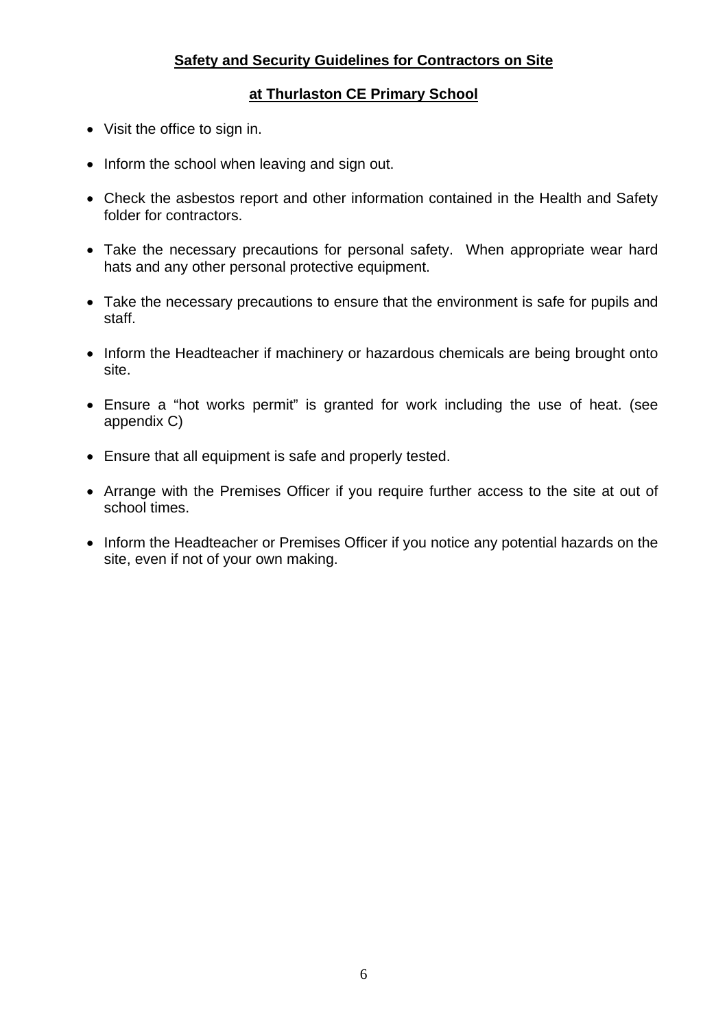**Safety and Security Guidelines for Contractors on Site**

**at Thurlaston CE Primary School**

- Visit the office to sign in.
- Inform the school when leaving and sign out.
- Check the asbestos report and other information contained in the Health and Safety folder for contractors.
- Take the necessary precautions for personal safety. When appropriate wear hard hats and any other personal protective equipment.
- Take the necessary precautions to ensure that the environment is safe for pupils and staff.
- Inform the Headteacher if machinery or hazardous chemicals are being brought onto site.
- Ensure a "hot works permit" is granted for work including the use of heat. (see appendix C)
- Ensure that all equipment is safe and properly tested.
- Arrange with the Premises Officer if you require further access to the site at out of school times.
- Inform the Headteacher or Premises Officer if you notice any potential hazards on the site, even if not of your own making.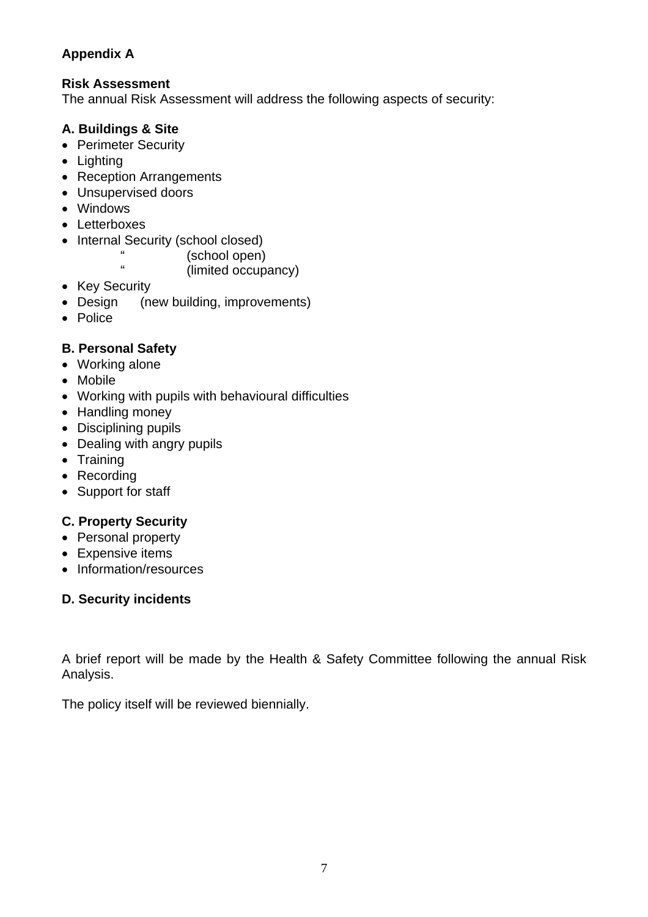**Appendix A**

**Risk Assessment**

The annual Risk Assessment will address the following aspects of security:

**A. Buildings & Site**

- Perimeter Security
- Lighting
- Reception Arrangements
- Unsupervised doors
- Windows
- Letterboxes
- Internal Security (school closed)
  - " (school open)
  - " (limited occupancy)
- Key Security
- Design (new building, improvements)
- Police

**B. Personal Safety**

- Working alone
- Mobile
- Working with pupils with behavioural difficulties
- Handling money
- Disciplining pupils
- Dealing with angry pupils
- Training
- Recording
- Support for staff

**C. Property Security**

- Personal property
- Expensive items
- Information/resources

**D. Security incidents**

A brief report will be made by the Health & Safety Committee following the annual Risk Analysis.

The policy itself will be reviewed biennially.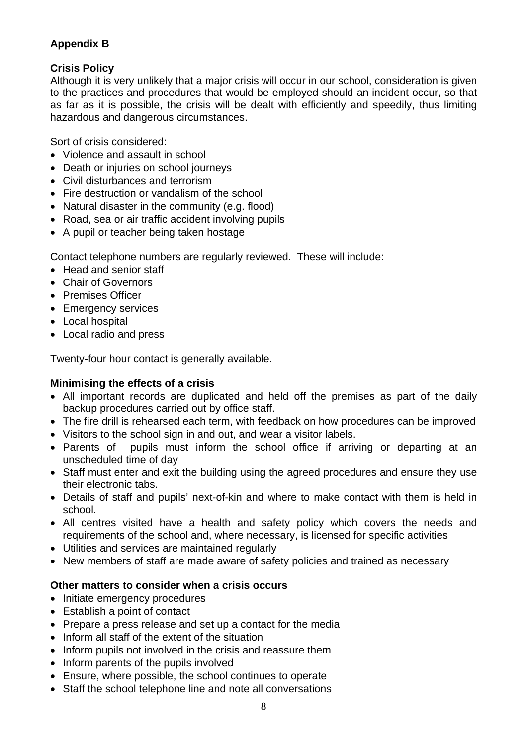**Appendix B**

**Crisis Policy**

Although it is very unlikely that a major crisis will occur in our school, consideration is given to the practices and procedures that would be employed should an incident occur, so that as far as it is possible, the crisis will be dealt with efficiently and speedily, thus limiting hazardous and dangerous circumstances.

Sort of crisis considered:

- Violence and assault in school
- Death or injuries on school journeys
- Civil disturbances and terrorism
- Fire destruction or vandalism of the school
- Natural disaster in the community (e.g. flood)
- Road, sea or air traffic accident involving pupils
- A pupil or teacher being taken hostage

Contact telephone numbers are regularly reviewed. These will include:

- Head and senior staff
- Chair of Governors
- Premises Officer
- Emergency services
- Local hospital
- Local radio and press

Twenty-four hour contact is generally available.

**Minimising the effects of a crisis**

- All important records are duplicated and held off the premises as part of the daily backup procedures carried out by office staff.
- The fire drill is rehearsed each term, with feedback on how procedures can be improved
- Visitors to the school sign in and out, and wear a visitor labels.
- Parents of pupils must inform the school office if arriving or departing at an unscheduled time of day
- Staff must enter and exit the building using the agreed procedures and ensure they use their electronic tabs.
- Details of staff and pupils' next-of-kin and where to make contact with them is held in school.
- All centres visited have a health and safety policy which covers the needs and requirements of the school and, where necessary, is licensed for specific activities
- Utilities and services are maintained regularly
- New members of staff are made aware of safety policies and trained as necessary

**Other matters to consider when a crisis occurs**

- Initiate emergency procedures
- Establish a point of contact
- Prepare a press release and set up a contact for the media
- Inform all staff of the extent of the situation
- Inform pupils not involved in the crisis and reassure them
- Inform parents of the pupils involved
- Ensure, where possible, the school continues to operate
- Staff the school telephone line and note all conversations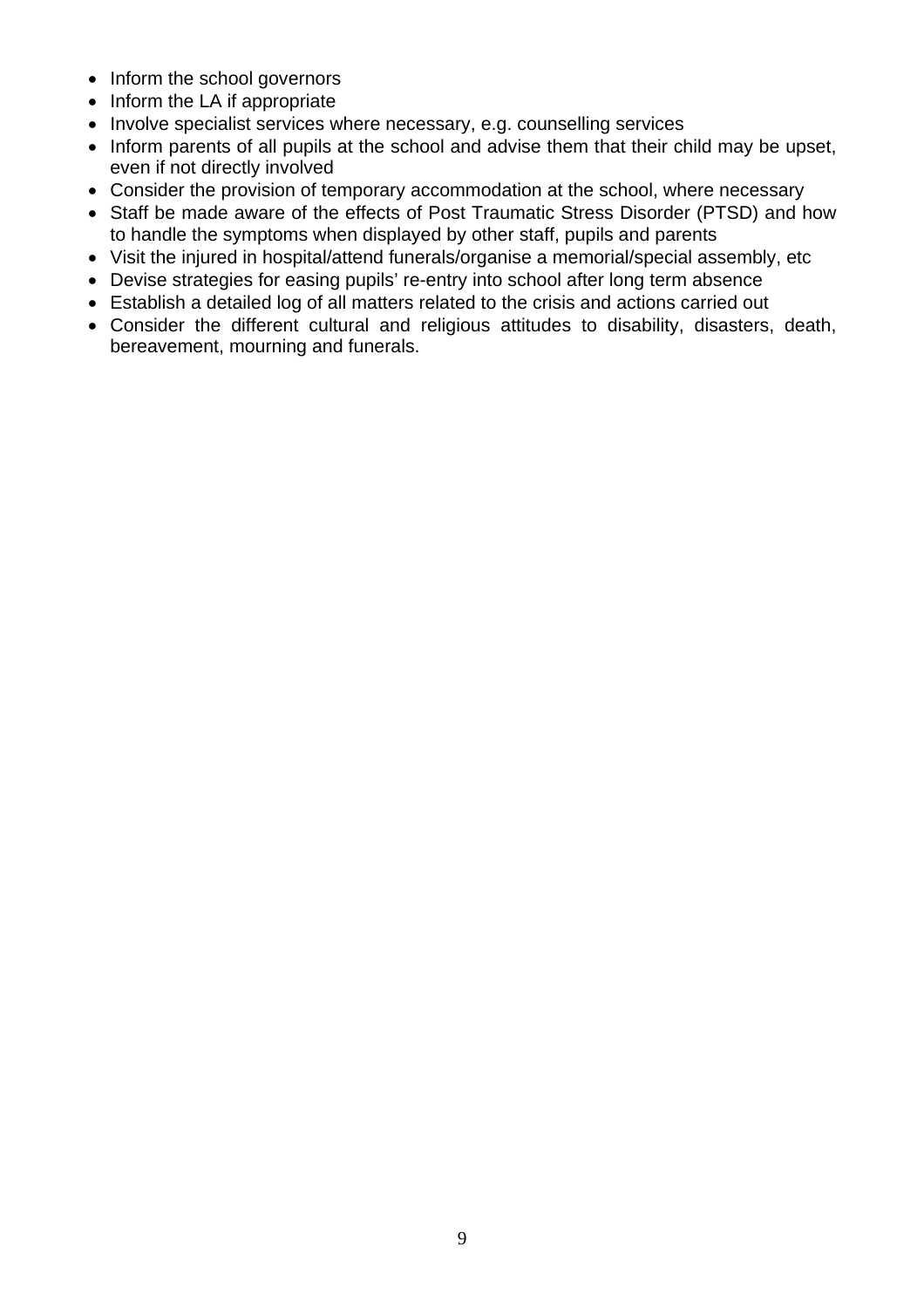- Inform the school governors
- Inform the LA if appropriate
- Involve specialist services where necessary, e.g. counselling services
- Inform parents of all pupils at the school and advise them that their child may be upset, even if not directly involved
- Consider the provision of temporary accommodation at the school, where necessary
- Staff be made aware of the effects of Post Traumatic Stress Disorder (PTSD) and how to handle the symptoms when displayed by other staff, pupils and parents
- Visit the injured in hospital/attend funerals/organise a memorial/special assembly, etc
- Devise strategies for easing pupils' re-entry into school after long term absence
- Establish a detailed log of all matters related to the crisis and actions carried out
- Consider the different cultural and religious attitudes to disability, disasters, death, bereavement, mourning and funerals.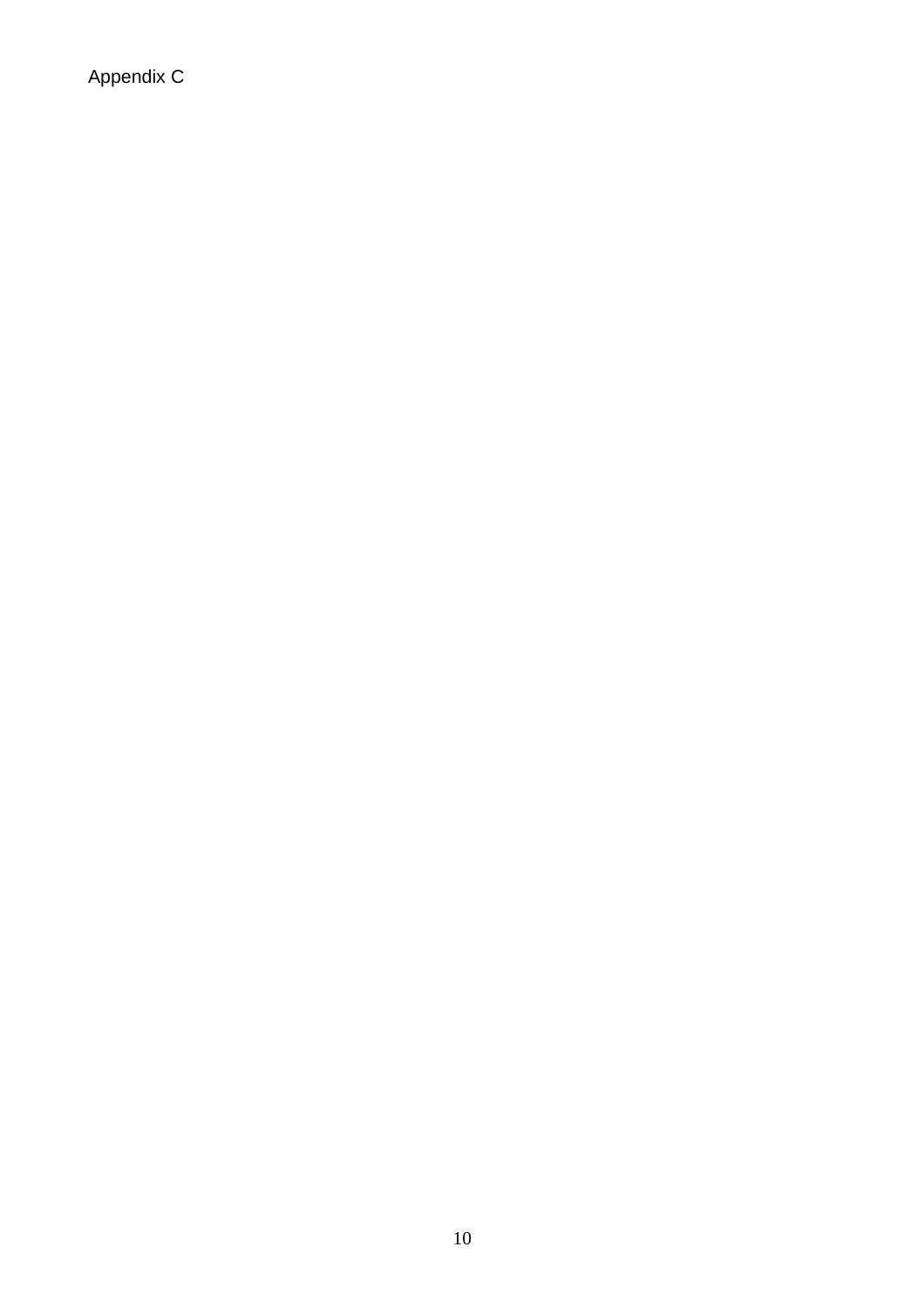Appendix C